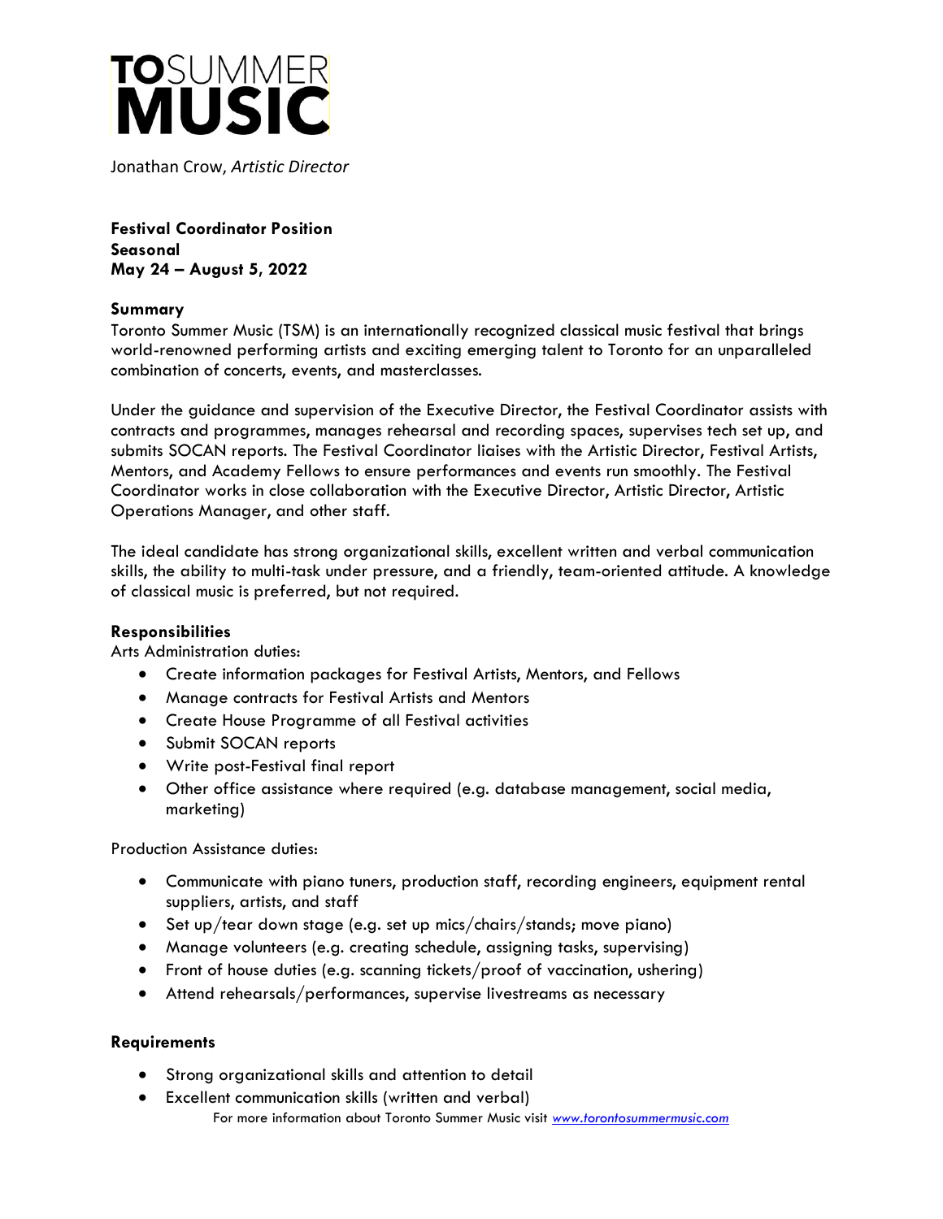# **TO**SUMMER **MUSIC**

Jonathan Crow, *Artistic Director*

**Festival Coordinator Position**
**Seasonal**
**May 24 – August 5, 2022**

## Summary

Toronto Summer Music (TSM) is an internationally recognized classical music festival that brings world-renowned performing artists and exciting emerging talent to Toronto for an unparalleled combination of concerts, events, and masterclasses.

Under the guidance and supervision of the Executive Director, the Festival Coordinator assists with contracts and programmes, manages rehearsal and recording spaces, supervises tech set up, and submits SOCAN reports. The Festival Coordinator liaises with the Artistic Director, Festival Artists, Mentors, and Academy Fellows to ensure performances and events run smoothly. The Festival Coordinator works in close collaboration with the Executive Director, Artistic Director, Artistic Operations Manager, and other staff.

The ideal candidate has strong organizational skills, excellent written and verbal communication skills, the ability to multi-task under pressure, and a friendly, team-oriented attitude. A knowledge of classical music is preferred, but not required.

## Responsibilities

Arts Administration duties:

- Create information packages for Festival Artists, Mentors, and Fellows
- Manage contracts for Festival Artists and Mentors
- Create House Programme of all Festival activities
- Submit SOCAN reports
- Write post-Festival final report
- Other office assistance where required (e.g. database management, social media, marketing)

Production Assistance duties:

- Communicate with piano tuners, production staff, recording engineers, equipment rental suppliers, artists, and staff
- Set up/tear down stage (e.g. set up mics/chairs/stands; move piano)
- Manage volunteers (e.g. creating schedule, assigning tasks, supervising)
- Front of house duties (e.g. scanning tickets/proof of vaccination, ushering)
- Attend rehearsals/performances, supervise livestreams as necessary

## Requirements

- Strong organizational skills and attention to detail
- Excellent communication skills (written and verbal)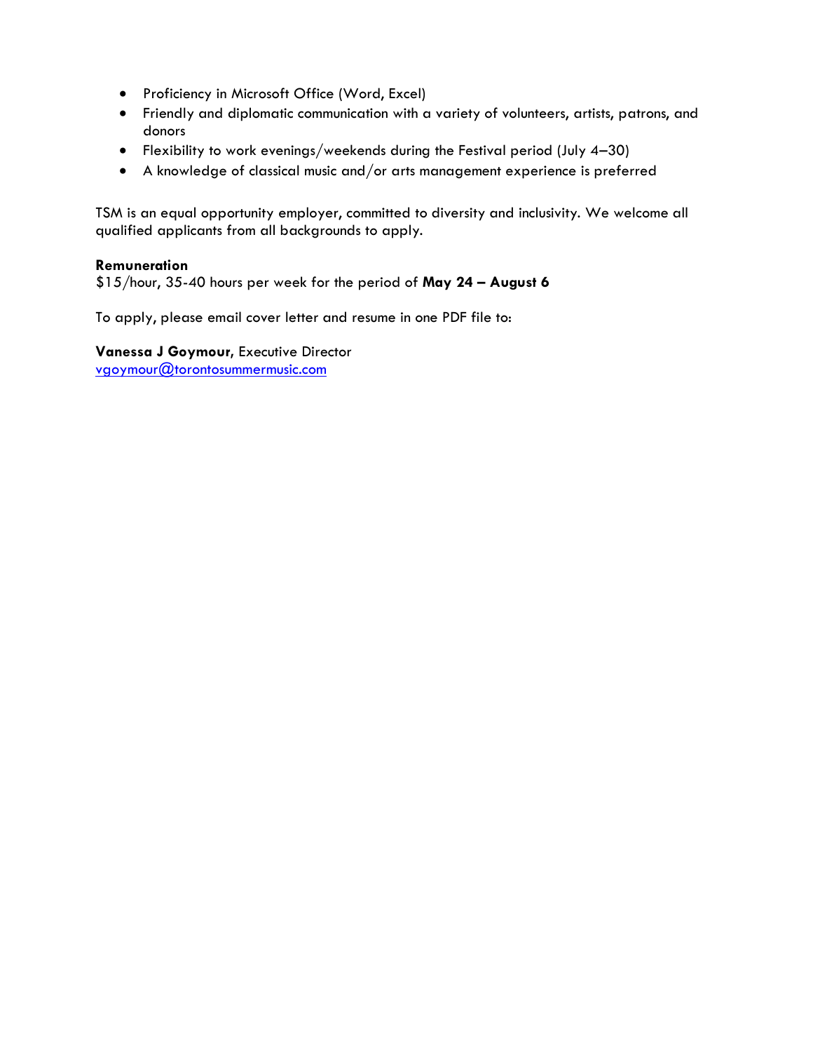- Proficiency in Microsoft Office (Word, Excel)
- Friendly and diplomatic communication with a variety of volunteers, artists, patrons, and donors
- Flexibility to work evenings/weekends during the Festival period (July 4–30)
- A knowledge of classical music and/or arts management experience is preferred

TSM is an equal opportunity employer, committed to diversity and inclusivity. We welcome all qualified applicants from all backgrounds to apply.

**Remuneration**
$15/hour, 35-40 hours per week for the period of **May 24 – August 6**

To apply, please email cover letter and resume in one PDF file to:

**Vanessa J Goymour,** Executive Director
vgoymour@torontosummermusic.com